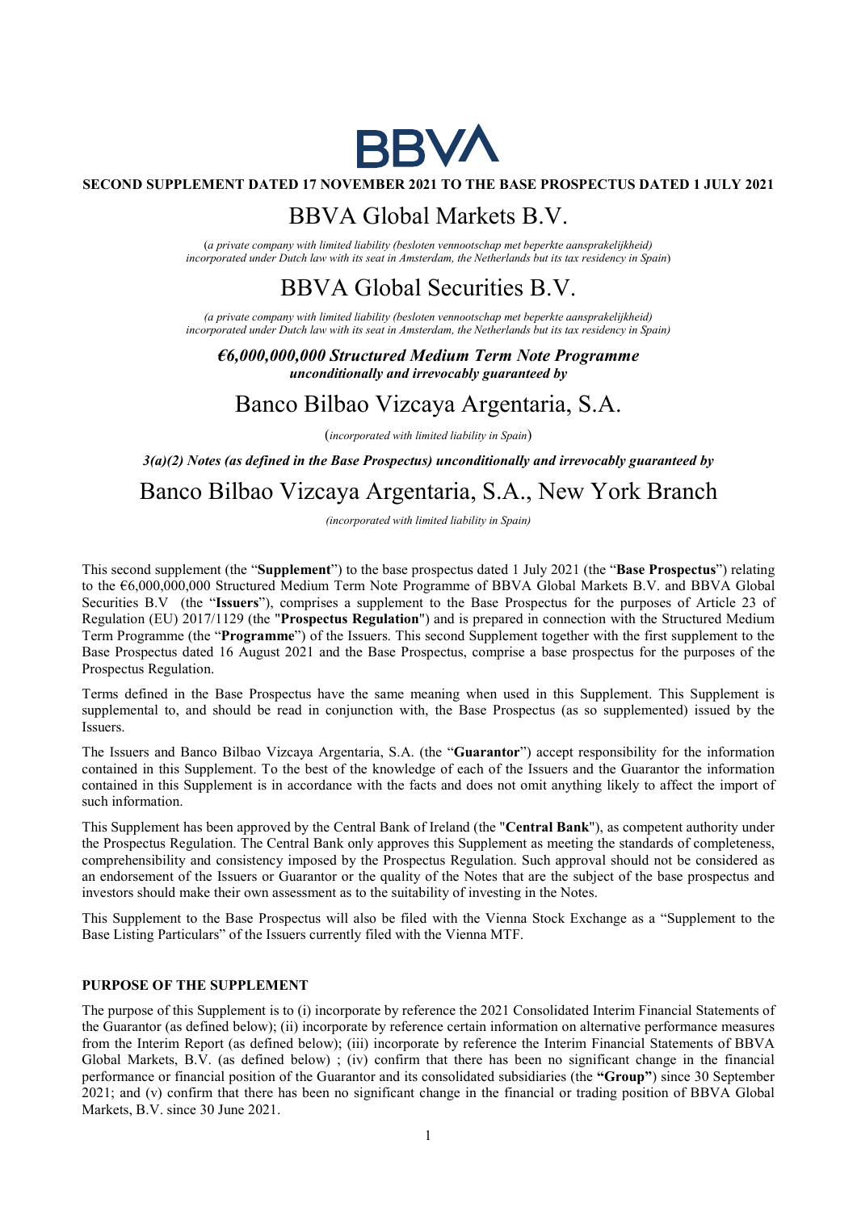BBVA

**SECOND SUPPLEMENT DATED 17 NOVEMBER 2021 TO THE BASE PROSPECTUS DATED 1 JULY 2021**

# BBVA Global Markets B.V.

(*a private company with limited liability (besloten vennootschap met beperkte aansprakelijkheid) incorporated under Dutch law with its seat in Amsterdam, the Netherlands but its tax residency in Spain*)

# BBVA Global Securities B.V.

*(a private company with limited liability (besloten vennootschap met beperkte aansprakelijkheid) incorporated under Dutch law with its seat in Amsterdam, the Netherlands but its tax residency in Spain)*

***€6,000,000,000 Structured Medium Term Note Programme***
***unconditionally and irrevocably guaranteed by***

# Banco Bilbao Vizcaya Argentaria, S.A.

(*incorporated with limited liability in Spain*)

***3(a)(2) Notes (as defined in the Base Prospectus) unconditionally and irrevocably guaranteed by***

# Banco Bilbao Vizcaya Argentaria, S.A., New York Branch

*(incorporated with limited liability in Spain)*

This second supplement (the "**Supplement**") to the base prospectus dated 1 July 2021 (the "**Base Prospectus**") relating to the €6,000,000,000 Structured Medium Term Note Programme of BBVA Global Markets B.V. and BBVA Global Securities B.V (the "**Issuers**"), comprises a supplement to the Base Prospectus for the purposes of Article 23 of Regulation (EU) 2017/1129 (the "**Prospectus Regulation**") and is prepared in connection with the Structured Medium Term Programme (the "**Programme**") of the Issuers. This second Supplement together with the first supplement to the Base Prospectus dated 16 August 2021 and the Base Prospectus, comprise a base prospectus for the purposes of the Prospectus Regulation.

Terms defined in the Base Prospectus have the same meaning when used in this Supplement. This Supplement is supplemental to, and should be read in conjunction with, the Base Prospectus (as so supplemented) issued by the Issuers.

The Issuers and Banco Bilbao Vizcaya Argentaria, S.A. (the "**Guarantor**") accept responsibility for the information contained in this Supplement. To the best of the knowledge of each of the Issuers and the Guarantor the information contained in this Supplement is in accordance with the facts and does not omit anything likely to affect the import of such information.

This Supplement has been approved by the Central Bank of Ireland (the "**Central Bank**"), as competent authority under the Prospectus Regulation. The Central Bank only approves this Supplement as meeting the standards of completeness, comprehensibility and consistency imposed by the Prospectus Regulation. Such approval should not be considered as an endorsement of the Issuers or Guarantor or the quality of the Notes that are the subject of the base prospectus and investors should make their own assessment as to the suitability of investing in the Notes.

This Supplement to the Base Prospectus will also be filed with the Vienna Stock Exchange as a "Supplement to the Base Listing Particulars" of the Issuers currently filed with the Vienna MTF.

## PURPOSE OF THE SUPPLEMENT

The purpose of this Supplement is to (i) incorporate by reference the 2021 Consolidated Interim Financial Statements of the Guarantor (as defined below); (ii) incorporate by reference certain information on alternative performance measures from the Interim Report (as defined below); (iii) incorporate by reference the Interim Financial Statements of BBVA Global Markets, B.V. (as defined below) ; (iv) confirm that there has been no significant change in the financial performance or financial position of the Guarantor and its consolidated subsidiaries (the **"Group"**) since 30 September 2021; and (v) confirm that there has been no significant change in the financial or trading position of BBVA Global Markets, B.V. since 30 June 2021.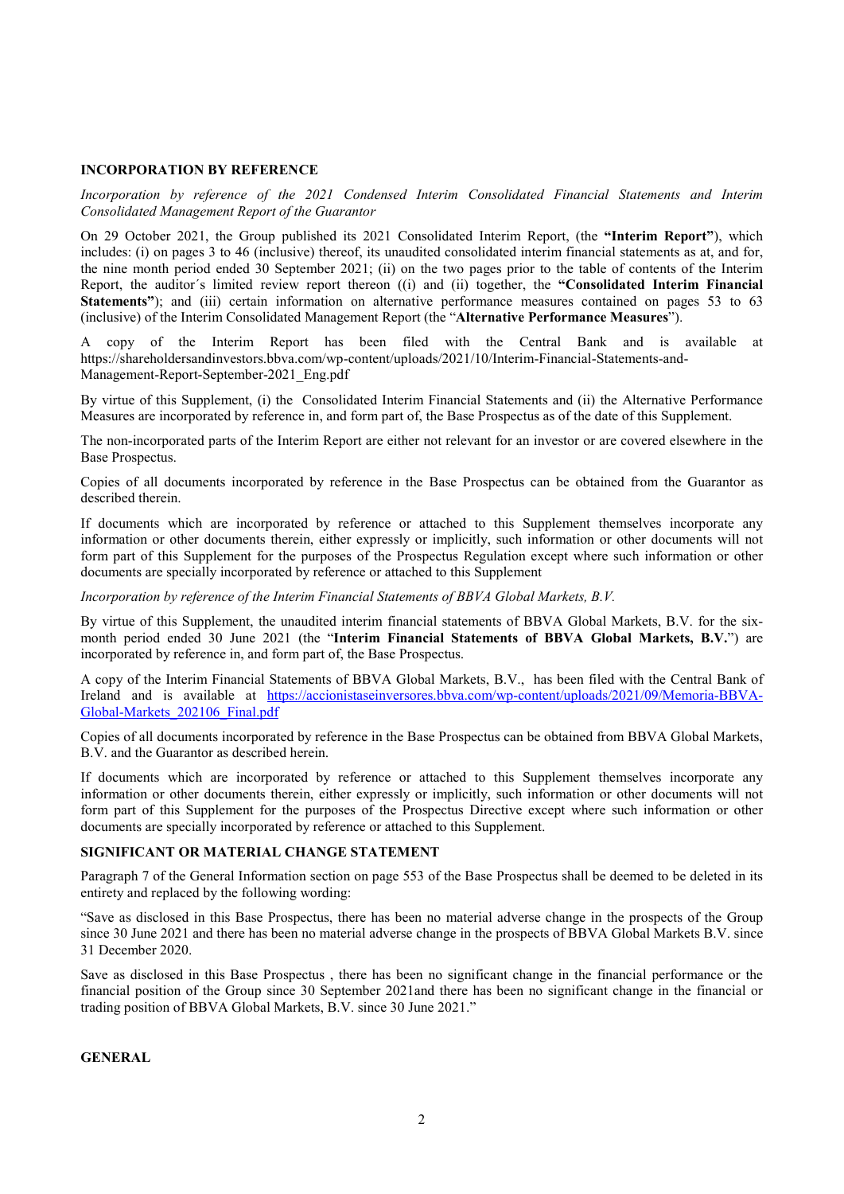## INCORPORATION BY REFERENCE

*Incorporation by reference of the 2021 Condensed Interim Consolidated Financial Statements and Interim Consolidated Management Report of the Guarantor*

On 29 October 2021, the Group published its 2021 Consolidated Interim Report, (the **"Interim Report"**), which includes: (i) on pages 3 to 46 (inclusive) thereof, its unaudited consolidated interim financial statements as at, and for, the nine month period ended 30 September 2021; (ii) on the two pages prior to the table of contents of the Interim Report, the auditor´s limited review report thereon ((i) and (ii) together, the **"Consolidated Interim Financial Statements"**); and (iii) certain information on alternative performance measures contained on pages 53 to 63 (inclusive) of the Interim Consolidated Management Report (the "**Alternative Performance Measures**").

A copy of the Interim Report has been filed with the Central Bank and is available at https://shareholdersandinvestors.bbva.com/wp-content/uploads/2021/10/Interim-Financial-Statements-and-Management-Report-September-2021_Eng.pdf

By virtue of this Supplement, (i) the Consolidated Interim Financial Statements and (ii) the Alternative Performance Measures are incorporated by reference in, and form part of, the Base Prospectus as of the date of this Supplement.

The non-incorporated parts of the Interim Report are either not relevant for an investor or are covered elsewhere in the Base Prospectus.

Copies of all documents incorporated by reference in the Base Prospectus can be obtained from the Guarantor as described therein.

If documents which are incorporated by reference or attached to this Supplement themselves incorporate any information or other documents therein, either expressly or implicitly, such information or other documents will not form part of this Supplement for the purposes of the Prospectus Regulation except where such information or other documents are specially incorporated by reference or attached to this Supplement

*Incorporation by reference of the Interim Financial Statements of BBVA Global Markets, B.V.*

By virtue of this Supplement, the unaudited interim financial statements of BBVA Global Markets, B.V. for the six-month period ended 30 June 2021 (the "**Interim Financial Statements of BBVA Global Markets, B.V.**") are incorporated by reference in, and form part of, the Base Prospectus.

A copy of the Interim Financial Statements of BBVA Global Markets, B.V., has been filed with the Central Bank of Ireland and is available at https://accionistaseinversores.bbva.com/wp-content/uploads/2021/09/Memoria-BBVA-Global-Markets_202106_Final.pdf

Copies of all documents incorporated by reference in the Base Prospectus can be obtained from BBVA Global Markets, B.V. and the Guarantor as described herein.

If documents which are incorporated by reference or attached to this Supplement themselves incorporate any information or other documents therein, either expressly or implicitly, such information or other documents will not form part of this Supplement for the purposes of the Prospectus Directive except where such information or other documents are specially incorporated by reference or attached to this Supplement.

## SIGNIFICANT OR MATERIAL CHANGE STATEMENT

Paragraph 7 of the General Information section on page 553 of the Base Prospectus shall be deemed to be deleted in its entirety and replaced by the following wording:

"Save as disclosed in this Base Prospectus, there has been no material adverse change in the prospects of the Group since 30 June 2021 and there has been no material adverse change in the prospects of BBVA Global Markets B.V. since 31 December 2020.

Save as disclosed in this Base Prospectus , there has been no significant change in the financial performance or the financial position of the Group since 30 September 2021and there has been no significant change in the financial or trading position of BBVA Global Markets, B.V. since 30 June 2021."

## GENERAL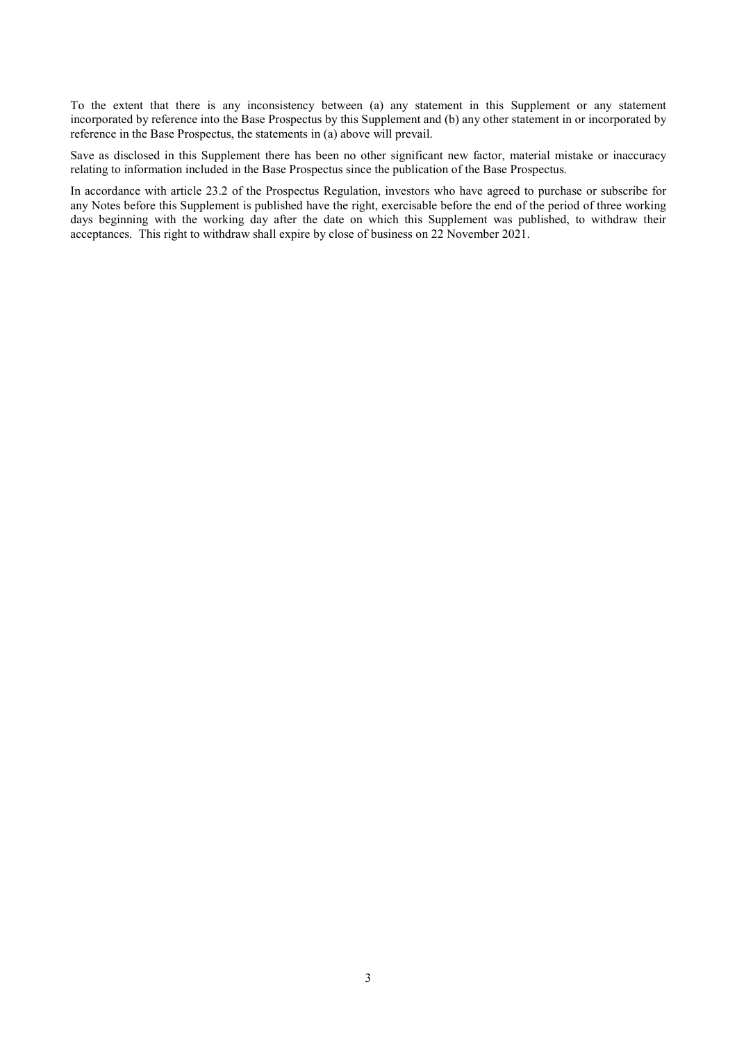To the extent that there is any inconsistency between (a) any statement in this Supplement or any statement incorporated by reference into the Base Prospectus by this Supplement and (b) any other statement in or incorporated by reference in the Base Prospectus, the statements in (a) above will prevail.

Save as disclosed in this Supplement there has been no other significant new factor, material mistake or inaccuracy relating to information included in the Base Prospectus since the publication of the Base Prospectus.

In accordance with article 23.2 of the Prospectus Regulation, investors who have agreed to purchase or subscribe for any Notes before this Supplement is published have the right, exercisable before the end of the period of three working days beginning with the working day after the date on which this Supplement was published, to withdraw their acceptances. This right to withdraw shall expire by close of business on 22 November 2021.